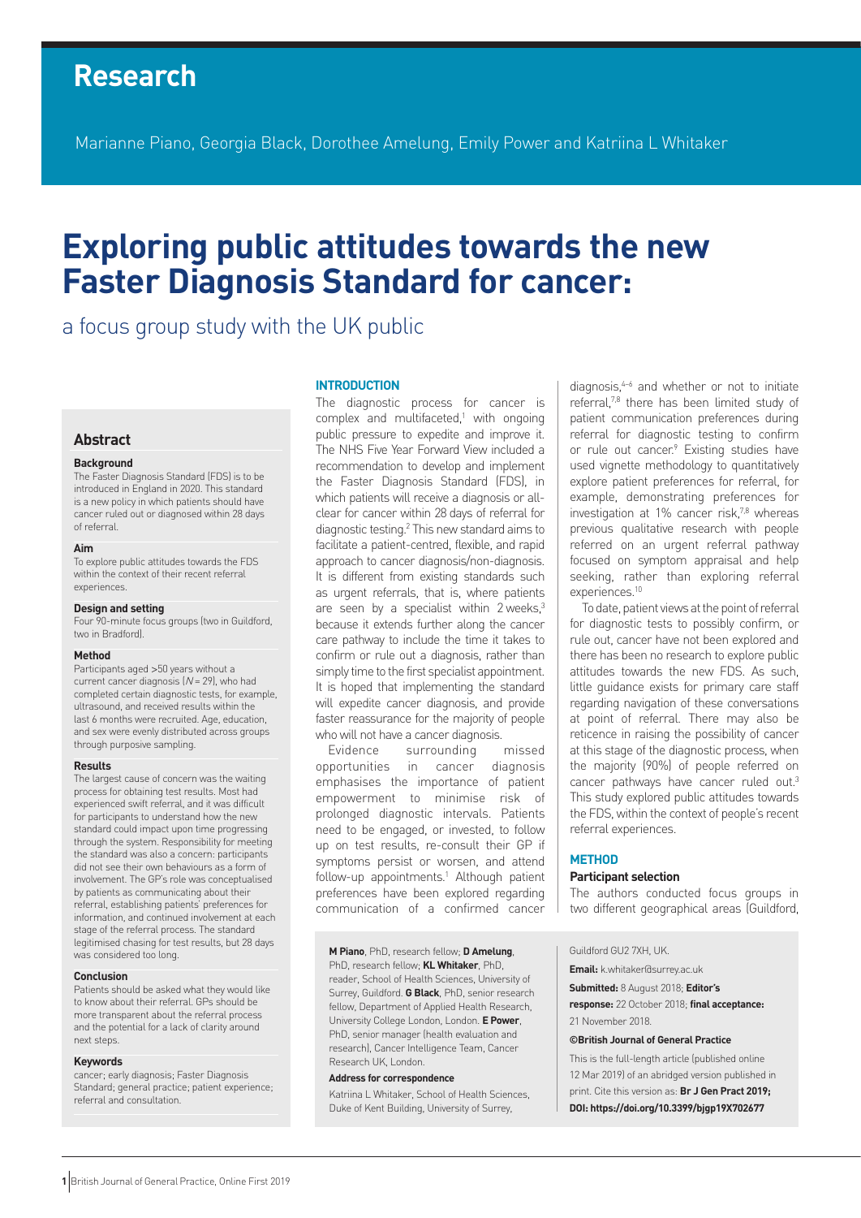# Research

Marianne Piano, Georgia Black, Dorothee Amelung, Emily Power and Katriina L Whitaker

# Exploring public attitudes towards the new Faster Diagnosis Standard for cancer:

## a focus group study with the UK public

## Abstract

### Background

The Faster Diagnosis Standard (FDS) is to be introduced in England in 2020. This standard is a new policy in which patients should have cancer ruled out or diagnosed within 28 days of referral.

### Aim

To explore public attitudes towards the FDS within the context of their recent referral experiences.

### Design and setting

Four 90-minute focus groups (two in Guildford, two in Bradford).

### Method

Participants aged >50 years without a current cancer diagnosis ($N$ = 29), who had completed certain diagnostic tests, for example, ultrasound, and received results within the last 6 months were recruited. Age, education, and sex were evenly distributed across groups through purposive sampling.

### Results

The largest cause of concern was the waiting process for obtaining test results. Most had experienced swift referral, and it was difficult for participants to understand how the new standard could impact upon time progressing through the system. Responsibility for meeting the standard was also a concern: participants did not see their own behaviours as a form of involvement. The GP's role was conceptualised by patients as communicating about their referral, establishing patients' preferences for information, and continued involvement at each stage of the referral process. The standard legitimised chasing for test results, but 28 days was considered too long.

### Conclusion

Patients should be asked what they would like to know about their referral. GPs should be more transparent about the referral process and the potential for a lack of clarity around next steps.

### Keywords

cancer; early diagnosis; Faster Diagnosis Standard; general practice; patient experience; referral and consultation.

## INTRODUCTION

The diagnostic process for cancer is complex and multifaceted,[1] with ongoing public pressure to expedite and improve it. The NHS Five Year Forward View included a recommendation to develop and implement the Faster Diagnosis Standard (FDS), in which patients will receive a diagnosis or all-clear for cancer within 28 days of referral for diagnostic testing.[2] This new standard aims to facilitate a patient-centred, flexible, and rapid approach to cancer diagnosis/non-diagnosis. It is different from existing standards such as urgent referrals, that is, where patients are seen by a specialist within 2 weeks,[3] because it extends further along the cancer care pathway to include the time it takes to confirm or rule out a diagnosis, rather than simply time to the first specialist appointment. It is hoped that implementing the standard will expedite cancer diagnosis, and provide faster reassurance for the majority of people who will not have a cancer diagnosis.

Evidence surrounding missed opportunities in cancer diagnosis emphasises the importance of patient empowerment to minimise risk of prolonged diagnostic intervals. Patients need to be engaged, or invested, to follow up on test results, re-consult their GP if symptoms persist or worsen, and attend follow-up appointments.[1] Although patient preferences have been explored regarding communication of a confirmed cancer diagnosis,[4–6] and whether or not to initiate referral,[7,8] there has been limited study of patient communication preferences during referral for diagnostic testing to confirm or rule out cancer.[9] Existing studies have used vignette methodology to quantitatively explore patient preferences for referral, for example, demonstrating preferences for investigation at 1% cancer risk,[7,8] whereas previous qualitative research with people referred on an urgent referral pathway focused on symptom appraisal and help seeking, rather than exploring referral experiences.[10]

To date, patient views at the point of referral for diagnostic tests to possibly confirm, or rule out, cancer have not been explored and there has been no research to explore public attitudes towards the new FDS. As such, little guidance exists for primary care staff regarding navigation of these conversations at point of referral. There may also be reticence in raising the possibility of cancer at this stage of the diagnostic process, when the majority (90%) of people referred on cancer pathways have cancer ruled out.[3] This study explored public attitudes towards the FDS, within the context of people's recent referral experiences.

## METHOD

### Participant selection

The authors conducted focus groups in two different geographical areas (Guildford,

**M Piano**, PhD, research fellow; **D Amelung**, PhD, research fellow; **KL Whitaker**, PhD, reader, School of Health Sciences, University of Surrey, Guildford. **G Black**, PhD, senior research fellow, Department of Applied Health Research, University College London, London. **E Power**, PhD, senior manager (health evaluation and research), Cancer Intelligence Team, Cancer Research UK, London.

**Address for correspondence**

Katriina L Whitaker, School of Health Sciences, Duke of Kent Building, University of Surrey, Guildford GU2 7XH, UK.

**Email:** k.whitaker@surrey.ac.uk

**Submitted:** 8 August 2018; **Editor's response:** 22 October 2018; **final acceptance:** 21 November 2018.

**©British Journal of General Practice**

This is the full-length article (published online 12 Mar 2019) of an abridged version published in print. Cite this version as: **Br J Gen Pract 2019; DOI: https://doi.org/10.3399/bjgp19X702677**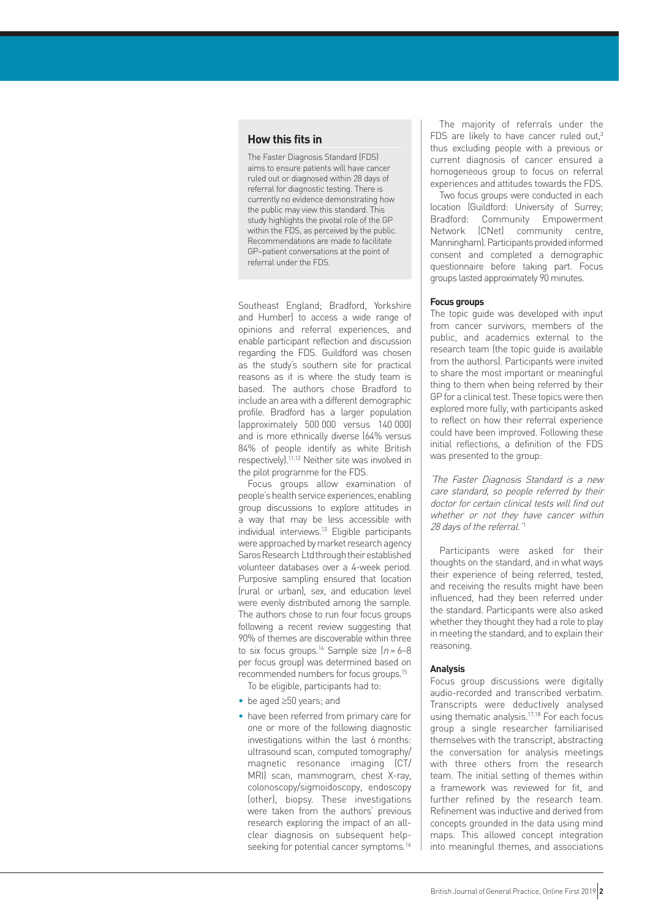## How this fits in

The Faster Diagnosis Standard (FDS) aims to ensure patients will have cancer ruled out or diagnosed within 28 days of referral for diagnostic testing. There is currently no evidence demonstrating how the public may view this standard. This study highlights the pivotal role of the GP within the FDS, as perceived by the public. Recommendations are made to facilitate GP–patient conversations at the point of referral under the FDS.

Southeast England; Bradford, Yorkshire and Humber) to access a wide range of opinions and referral experiences, and enable participant reflection and discussion regarding the FDS. Guildford was chosen as the study's southern site for practical reasons as it is where the study team is based. The authors chose Bradford to include an area with a different demographic profile. Bradford has a larger population (approximately 500 000 versus 140 000) and is more ethnically diverse (64% versus 84% of people identify as white British respectively).[11,12] Neither site was involved in the pilot programme for the FDS.

Focus groups allow examination of people's health service experiences, enabling group discussions to explore attitudes in a way that may be less accessible with individual interviews.[13] Eligible participants were approached by market research agency Saros Research Ltd through their established volunteer databases over a 4-week period. Purposive sampling ensured that location (rural or urban), sex, and education level were evenly distributed among the sample. The authors chose to run four focus groups following a recent review suggesting that 90% of themes are discoverable within three to six focus groups.[14] Sample size ($n$ = 6–8 per focus group) was determined based on recommended numbers for focus groups.[15]

To be eligible, participants had to:

- be aged ≥50 years; and
- have been referred from primary care for one or more of the following diagnostic investigations within the last 6 months: ultrasound scan, computed tomography/magnetic resonance imaging (CT/MRI) scan, mammogram, chest X-ray, colonoscopy/sigmoidoscopy, endoscopy (other), biopsy. These investigations were taken from the authors' previous research exploring the impact of an all-clear diagnosis on subsequent help-seeking for potential cancer symptoms.[16]

The majority of referrals under the FDS are likely to have cancer ruled out,[3] thus excluding people with a previous or current diagnosis of cancer ensured a homogeneous group to focus on referral experiences and attitudes towards the FDS.

Two focus groups were conducted in each location (Guildford: University of Surrey; Bradford: Community Empowerment Network (CNet) community centre, Manningham). Participants provided informed consent and completed a demographic questionnaire before taking part. Focus groups lasted approximately 90 minutes.

### Focus groups

The topic guide was developed with input from cancer survivors, members of the public, and academics external to the research team (the topic guide is available from the authors). Participants were invited to share the most important or meaningful thing to them when being referred by their GP for a clinical test. These topics were then explored more fully, with participants asked to reflect on how their referral experience could have been improved. Following these initial reflections, a definition of the FDS was presented to the group:

*'The Faster Diagnosis Standard is a new care standard, so people referred by their doctor for certain clinical tests will find out whether or not they have cancer within 28 days of the referral.'*[1]

Participants were asked for their thoughts on the standard, and in what ways their experience of being referred, tested, and receiving the results might have been influenced, had they been referred under the standard. Participants were also asked whether they thought they had a role to play in meeting the standard, and to explain their reasoning.

### Analysis

Focus group discussions were digitally audio-recorded and transcribed verbatim. Transcripts were deductively analysed using thematic analysis.[17,18] For each focus group a single researcher familiarised themselves with the transcript, abstracting the conversation for analysis meetings with three others from the research team. The initial setting of themes within a framework was reviewed for fit, and further refined by the research team. Refinement was inductive and derived from concepts grounded in the data using mind maps. This allowed concept integration into meaningful themes, and associations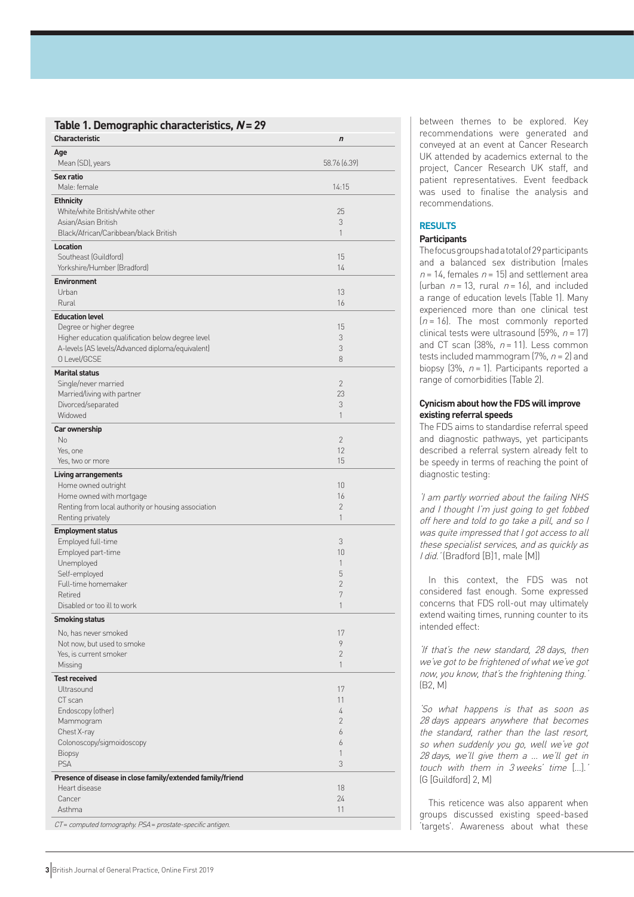**Table 1. Demographic characteristics, $N = 29$**

| Characteristic | $n$ |
|---|---|
| **Age** | |
| Mean (SD), years | 58.76 (6.39) |
| **Sex ratio** | |
| Male: female | 14:15 |
| **Ethnicity** | |
| White/white British/white other | 25 |
| Asian/Asian British | 3 |
| Black/African/Caribbean/black British | 1 |
| **Location** | |
| Southeast (Guildford) | 15 |
| Yorkshire/Humber (Bradford) | 14 |
| **Environment** | |
| Urban | 13 |
| Rural | 16 |
| **Education level** | |
| Degree or higher degree | 15 |
| Higher education qualification below degree level | 3 |
| A-levels (AS levels/Advanced diploma/equivalent) | 3 |
| O Level/GCSE | 8 |
| **Marital status** | |
| Single/never married | 2 |
| Married/living with partner | 23 |
| Divorced/separated | 3 |
| Widowed | 1 |
| **Car ownership** | |
| No | 2 |
| Yes, one | 12 |
| Yes, two or more | 15 |
| **Living arrangements** | |
| Home owned outright | 10 |
| Home owned with mortgage | 16 |
| Renting from local authority or housing association | 2 |
| Renting privately | 1 |
| **Employment status** | |
| Employed full-time | 3 |
| Employed part-time | 10 |
| Unemployed | 1 |
| Self-employed | 5 |
| Full-time homemaker | 2 |
| Retired | 7 |
| Disabled or too ill to work | 1 |
| **Smoking status** | |
| No, has never smoked | 17 |
| Not now, but used to smoke | 9 |
| Yes, is current smoker | 2 |
| Missing | 1 |
| **Test received** | |
| Ultrasound | 17 |
| CT scan | 11 |
| Endoscopy (other) | 4 |
| Mammogram | 2 |
| Chest X-ray | 6 |
| Colonoscopy/sigmoidoscopy | 6 |
| Biopsy | 1 |
| PSA | 3 |
| **Presence of disease in close family/extended family/friend** | |
| Heart disease | 18 |
| Cancer | 24 |
| Asthma | 11 |

*CT = computed tomography. PSA = prostate-specific antigen.*

between themes to be explored. Key recommendations were generated and conveyed at an event at Cancer Research UK attended by academics external to the project, Cancer Research UK staff, and patient representatives. Event feedback was used to finalise the analysis and recommendations.

## RESULTS

### Participants

The focus groups had a total of 29 participants and a balanced sex distribution (males $n = 14$, females $n = 15$) and settlement area (urban $n = 13$, rural $n = 16$), and included a range of education levels (Table 1). Many experienced more than one clinical test ($n = 16$). The most commonly reported clinical tests were ultrasound (59%, $n = 17$) and CT scan (38%, $n = 11$). Less common tests included mammogram (7%, $n = 2$) and biopsy (3%, $n = 1$). Participants reported a range of comorbidities (Table 2).

### Cynicism about how the FDS will improve existing referral speeds

The FDS aims to standardise referral speed and diagnostic pathways, yet participants described a referral system already felt to be speedy in terms of reaching the point of diagnostic testing:

*'I am partly worried about the failing NHS and I thought I'm just going to get fobbed off here and told to go take a pill, and so I was quite impressed that I got access to all these specialist services, and as quickly as I did.'* (Bradford [B]1, male [M])

In this context, the FDS was not considered fast enough. Some expressed concerns that FDS roll-out may ultimately extend waiting times, running counter to its intended effect:

*'If that's the new standard, 28 days, then we've got to be frightened of what we've got now, you know, that's the frightening thing.'* (B2, M)

*'So what happens is that as soon as 28 days appears anywhere that becomes the standard, rather than the last resort, so when suddenly you go, well we've got 28 days, we'll give them a … we'll get in touch with them in 3 weeks' time […].'* (G [Guildford] 2, M)

This reticence was also apparent when groups discussed existing speed-based 'targets'. Awareness about what these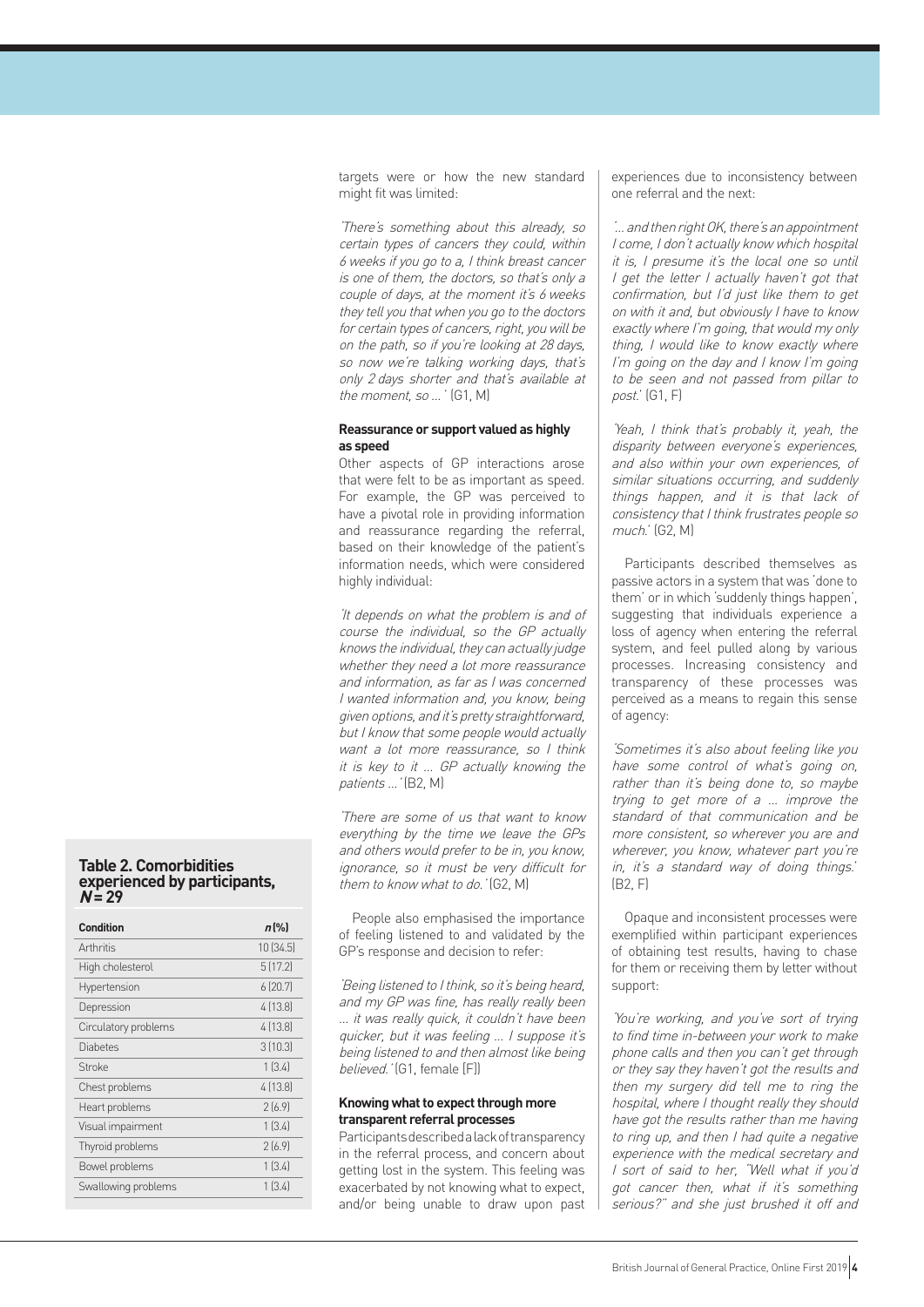targets were or how the new standard might fit was limited:

*'There's something about this already, so certain types of cancers they could, within 6 weeks if you go to a, I think breast cancer is one of them, the doctors, so that's only a couple of days, at the moment it's 6 weeks they tell you that when you go to the doctors for certain types of cancers, right, you will be on the path, so if you're looking at 28 days, so now we're talking working days, that's only 2 days shorter and that's available at the moment, so ... '* (G1, M)

### Reassurance or support valued as highly as speed

Other aspects of GP interactions arose that were felt to be as important as speed. For example, the GP was perceived to have a pivotal role in providing information and reassurance regarding the referral, based on their knowledge of the patient's information needs, which were considered highly individual:

*'It depends on what the problem is and of course the individual, so the GP actually knows the individual, they can actually judge whether they need a lot more reassurance and information, as far as I was concerned I wanted information and, you know, being given options, and it's pretty straightforward, but I know that some people would actually want a lot more reassurance, so I think it is key to it ... GP actually knowing the patients ... '* (B2, M)

*'There are some of us that want to know everything by the time we leave the GPs and others would prefer to be in, you know, ignorance, so it must be very difficult for them to know what to do.'* (G2, M)

People also emphasised the importance of feeling listened to and validated by the GP's response and decision to refer:

*'Being listened to I think, so it's being heard, and my GP was fine, has really really been ... it was really quick, it couldn't have been quicker, but it was feeling ... I suppose it's being listened to and then almost like being believed.'* (G1, female [F])

### Knowing what to expect through more transparent referral processes

Participants described a lack of transparency in the referral process, and concern about getting lost in the system. This feeling was exacerbated by not knowing what to expect, and/or being unable to draw upon past experiences due to inconsistency between one referral and the next:

*'... and then right OK, there's an appointment I come, I don't actually know which hospital it is, I presume it's the local one so until I get the letter I actually haven't got that confirmation, but I'd just like them to get on with it and, but obviously I have to know exactly where I'm going, that would my only thing, I would like to know exactly where I'm going on the day and I know I'm going to be seen and not passed from pillar to post.'* (G1, F)

*'Yeah, I think that's probably it, yeah, the disparity between everyone's experiences, and also within your own experiences, of similar situations occurring, and suddenly things happen, and it is that lack of consistency that I think frustrates people so much.'* (G2, M)

Participants described themselves as passive actors in a system that was 'done to them' or in which 'suddenly things happen', suggesting that individuals experience a loss of agency when entering the referral system, and feel pulled along by various processes. Increasing consistency and transparency of these processes was perceived as a means to regain this sense of agency:

*'Sometimes it's also about feeling like you have some control of what's going on, rather than it's being done to, so maybe trying to get more of a ... improve the standard of that communication and be more consistent, so wherever you are and wherever, you know, whatever part you're in, it's a standard way of doing things.'* (B2, F)

Opaque and inconsistent processes were exemplified within participant experiences of obtaining test results, having to chase for them or receiving them by letter without support:

*'You're working, and you've sort of trying to find time in-between your work to make phone calls and then you can't get through or they say they haven't got the results and then my surgery did tell me to ring the hospital, where I thought really they should have got the results rather than me having to ring up, and then I had quite a negative experience with the medical secretary and I sort of said to her, "Well what if you'd got cancer then, what if it's something serious?" and she just brushed it off and*

**Table 2. Comorbidities experienced by participants, *N* = 29**

| Condition | *n* (%) |
|---|---|
| Arthritis | 10 (34.5) |
| High cholesterol | 5 (17.2) |
| Hypertension | 6 (20.7) |
| Depression | 4 (13.8) |
| Circulatory problems | 4 (13.8) |
| Diabetes | 3 (10.3) |
| Stroke | 1 (3.4) |
| Chest problems | 4 (13.8) |
| Heart problems | 2 (6.9) |
| Visual impairment | 1 (3.4) |
| Thyroid problems | 2 (6.9) |
| Bowel problems | 1 (3.4) |
| Swallowing problems | 1 (3.4) |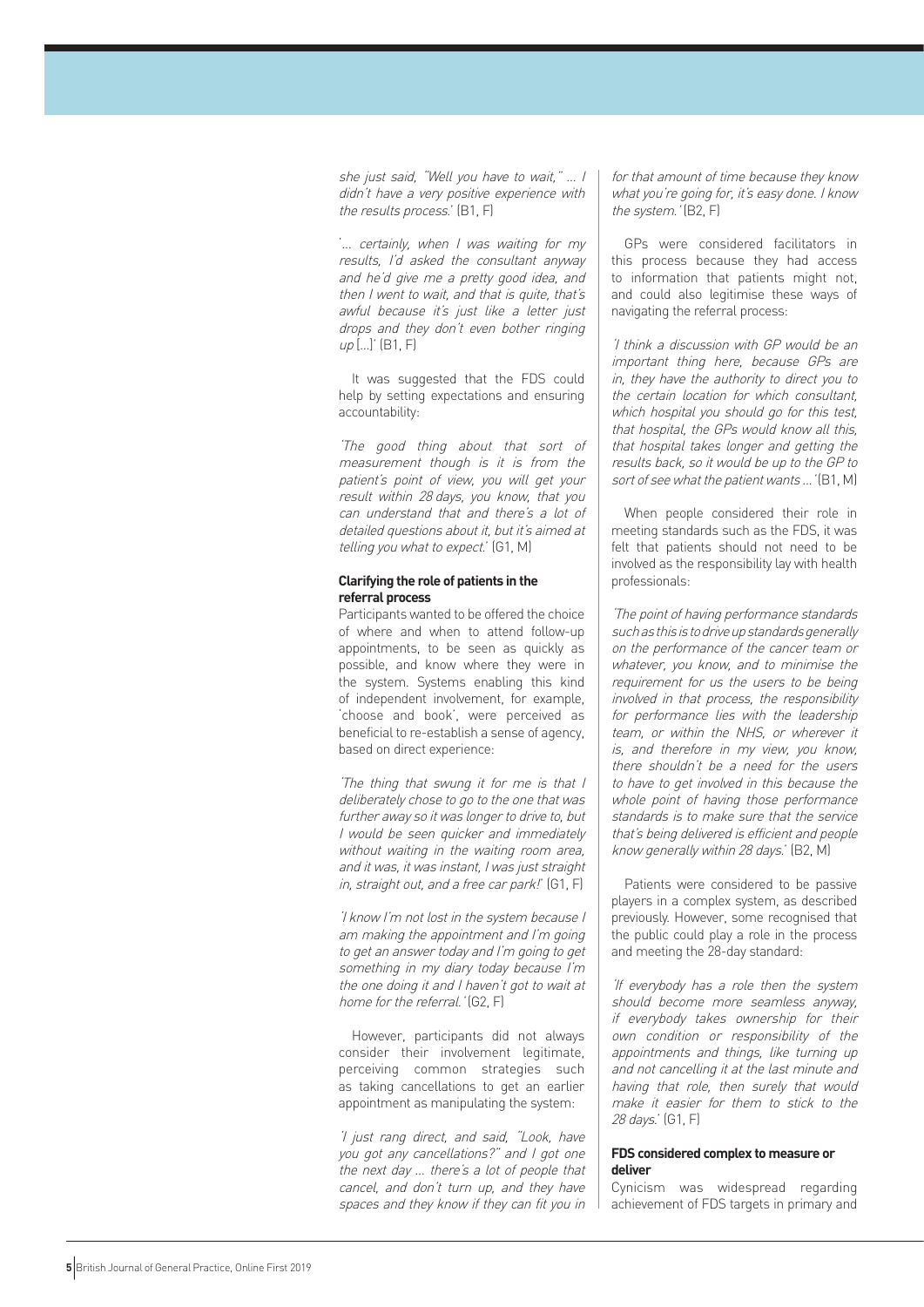*she just said, "Well you have to wait," ... I didn't have a very positive experience with the results process.'* (B1, F)

*'... certainly, when I was waiting for my results, I'd asked the consultant anyway and he'd give me a pretty good idea, and then I went to wait, and that is quite, that's awful because it's just like a letter just drops and they don't even bother ringing up [...]'* (B1, F)

It was suggested that the FDS could help by setting expectations and ensuring accountability:

*'The good thing about that sort of measurement though is it is from the patient's point of view, you will get your result within 28 days, you know, that you can understand that and there's a lot of detailed questions about it, but it's aimed at telling you what to expect.'* (G1, M)

**Clarifying the role of patients in the referral process**

Participants wanted to be offered the choice of where and when to attend follow-up appointments, to be seen as quickly as possible, and know where they were in the system. Systems enabling this kind of independent involvement, for example, 'choose and book', were perceived as beneficial to re-establish a sense of agency, based on direct experience:

*'The thing that swung it for me is that I deliberately chose to go to the one that was further away so it was longer to drive to, but I would be seen quicker and immediately without waiting in the waiting room area, and it was, it was instant, I was just straight in, straight out, and a free car park!'* (G1, F)

*'I know I'm not lost in the system because I am making the appointment and I'm going to get an answer today and I'm going to get something in my diary today because I'm the one doing it and I haven't got to wait at home for the referral.'* (G2, F)

However, participants did not always consider their involvement legitimate, perceiving common strategies such as taking cancellations to get an earlier appointment as manipulating the system:

*'I just rang direct, and said, "Look, have you got any cancellations?" and I got one the next day ... there's a lot of people that cancel, and don't turn up, and they have spaces and they know if they can fit you in for that amount of time because they know what you're going for, it's easy done. I know the system.'* (B2, F)

GPs were considered facilitators in this process because they had access to information that patients might not, and could also legitimise these ways of navigating the referral process:

*'I think a discussion with GP would be an important thing here, because GPs are in, they have the authority to direct you to the certain location for which consultant, which hospital you should go for this test, that hospital, the GPs would know all this, that hospital takes longer and getting the results back, so it would be up to the GP to sort of see what the patient wants ...'* (B1, M)

When people considered their role in meeting standards such as the FDS, it was felt that patients should not need to be involved as the responsibility lay with health professionals:

*'The point of having performance standards such as this is to drive up standards generally on the performance of the cancer team or whatever, you know, and to minimise the requirement for us the users to be being involved in that process, the responsibility for performance lies with the leadership team, or within the NHS, or wherever it is, and therefore in my view, you know, there shouldn't be a need for the users to have to get involved in this because the whole point of having those performance standards is to make sure that the service that's being delivered is efficient and people know generally within 28 days.'* (B2, M)

Patients were considered to be passive players in a complex system, as described previously. However, some recognised that the public could play a role in the process and meeting the 28-day standard:

*'If everybody has a role then the system should become more seamless anyway, if everybody takes ownership for their own condition or responsibility of the appointments and things, like turning up and not cancelling it at the last minute and having that role, then surely that would make it easier for them to stick to the 28 days.'* (G1, F)

**FDS considered complex to measure or deliver**

Cynicism was widespread regarding achievement of FDS targets in primary and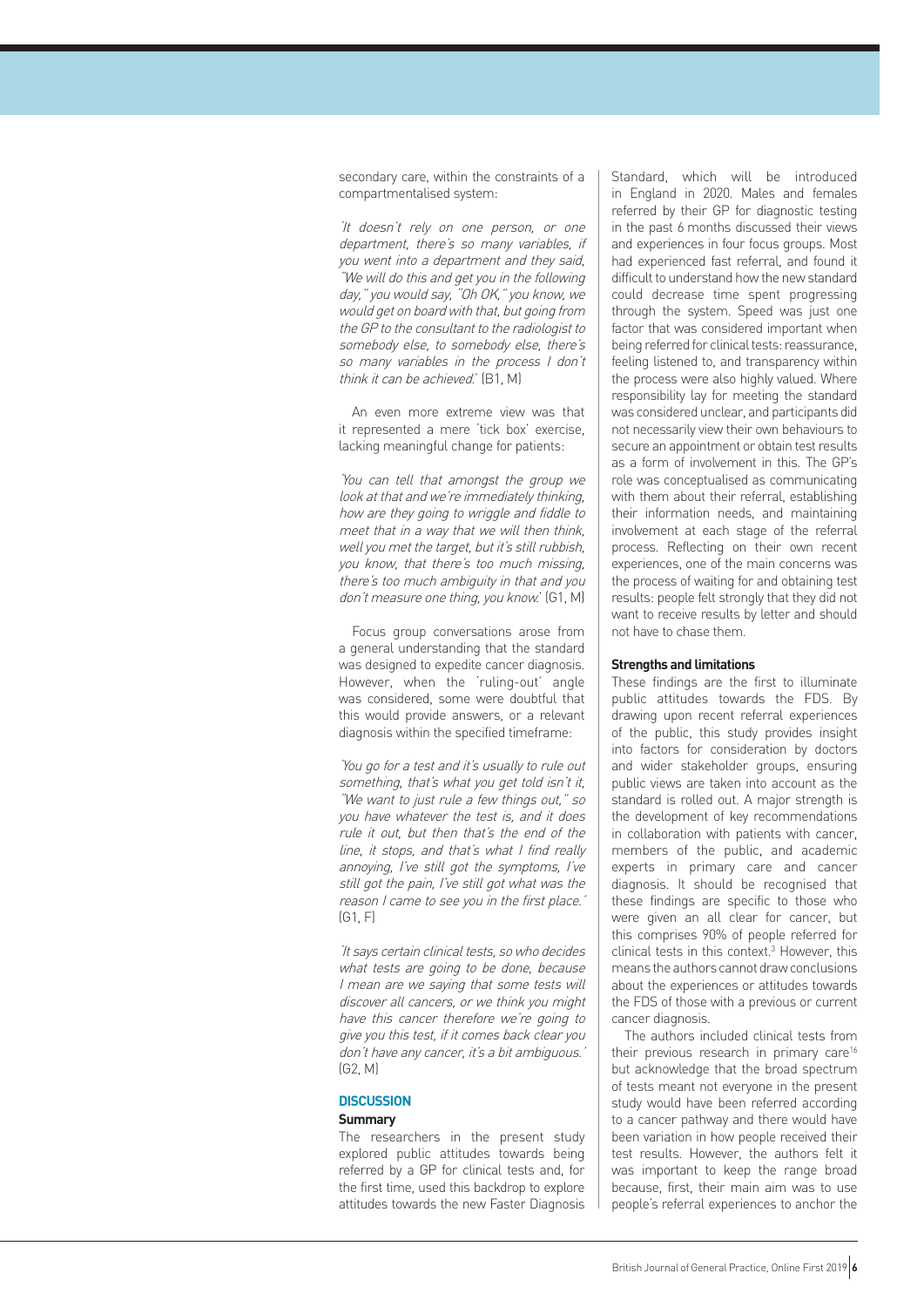secondary care, within the constraints of a compartmentalised system:

*'It doesn't rely on one person, or one department, there's so many variables, if you went into a department and they said, "We will do this and get you in the following day," you would say, "Oh OK," you know, we would get on board with that, but going from the GP to the consultant to the radiologist to somebody else, to somebody else, there's so many variables in the process I don't think it can be achieved.'* (B1, M)

An even more extreme view was that it represented a mere 'tick box' exercise, lacking meaningful change for patients:

*'You can tell that amongst the group we look at that and we're immediately thinking, how are they going to wriggle and fiddle to meet that in a way that we will then think, well you met the target, but it's still rubbish, you know, that there's too much missing, there's too much ambiguity in that and you don't measure one thing, you know.'* (G1, M)

Focus group conversations arose from a general understanding that the standard was designed to expedite cancer diagnosis. However, when the 'ruling-out' angle was considered, some were doubtful that this would provide answers, or a relevant diagnosis within the specified timeframe:

*'You go for a test and it's usually to rule out something, that's what you get told isn't it, "We want to just rule a few things out," so you have whatever the test is, and it does rule it out, but then that's the end of the line, it stops, and that's what I find really annoying, I've still got the symptoms, I've still got the pain, I've still got what was the reason I came to see you in the first place.'* (G1, F)

*'It says certain clinical tests, so who decides what tests are going to be done, because I mean are we saying that some tests will discover all cancers, or we think you might have this cancer therefore we're going to give you this test, if it comes back clear you don't have any cancer, it's a bit ambiguous.'* (G2, M)

## DISCUSSION

### Summary

The researchers in the present study explored public attitudes towards being referred by a GP for clinical tests and, for the first time, used this backdrop to explore attitudes towards the new Faster Diagnosis Standard, which will be introduced in England in 2020. Males and females referred by their GP for diagnostic testing in the past 6 months discussed their views and experiences in four focus groups. Most had experienced fast referral, and found it difficult to understand how the new standard could decrease time spent progressing through the system. Speed was just one factor that was considered important when being referred for clinical tests: reassurance, feeling listened to, and transparency within the process were also highly valued. Where responsibility lay for meeting the standard was considered unclear, and participants did not necessarily view their own behaviours to secure an appointment or obtain test results as a form of involvement in this. The GP's role was conceptualised as communicating with them about their referral, establishing their information needs, and maintaining involvement at each stage of the referral process. Reflecting on their own recent experiences, one of the main concerns was the process of waiting for and obtaining test results: people felt strongly that they did not want to receive results by letter and should not have to chase them.

### Strengths and limitations

These findings are the first to illuminate public attitudes towards the FDS. By drawing upon recent referral experiences of the public, this study provides insight into factors for consideration by doctors and wider stakeholder groups, ensuring public views are taken into account as the standard is rolled out. A major strength is the development of key recommendations in collaboration with patients with cancer, members of the public, and academic experts in primary care and cancer diagnosis. It should be recognised that these findings are specific to those who were given an all clear for cancer, but this comprises 90% of people referred for clinical tests in this context.[3] However, this means the authors cannot draw conclusions about the experiences or attitudes towards the FDS of those with a previous or current cancer diagnosis.

The authors included clinical tests from their previous research in primary care[16] but acknowledge that the broad spectrum of tests meant not everyone in the present study would have been referred according to a cancer pathway and there would have been variation in how people received their test results. However, the authors felt it was important to keep the range broad because, first, their main aim was to use people's referral experiences to anchor the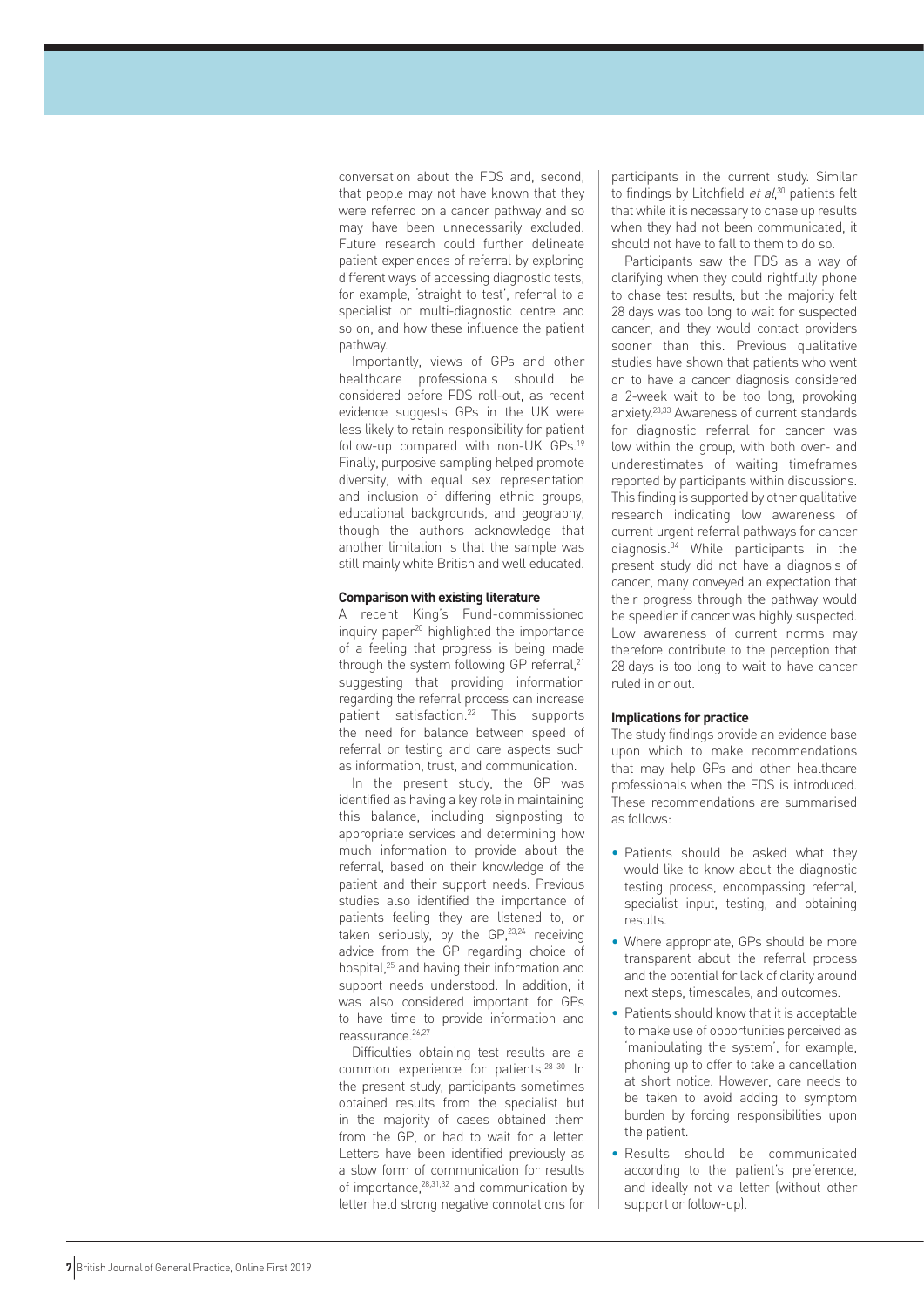conversation about the FDS and, second, that people may not have known that they were referred on a cancer pathway and so may have been unnecessarily excluded. Future research could further delineate patient experiences of referral by exploring different ways of accessing diagnostic tests, for example, 'straight to test', referral to a specialist or multi-diagnostic centre and so on, and how these influence the patient pathway.

Importantly, views of GPs and other healthcare professionals should be considered before FDS roll-out, as recent evidence suggests GPs in the UK were less likely to retain responsibility for patient follow-up compared with non-UK GPs.[19] Finally, purposive sampling helped promote diversity, with equal sex representation and inclusion of differing ethnic groups, educational backgrounds, and geography, though the authors acknowledge that another limitation is that the sample was still mainly white British and well educated.

### Comparison with existing literature

A recent King's Fund-commissioned inquiry paper[20] highlighted the importance of a feeling that progress is being made through the system following GP referral,[21] suggesting that providing information regarding the referral process can increase patient satisfaction.[22] This supports the need for balance between speed of referral or testing and care aspects such as information, trust, and communication.

In the present study, the GP was identified as having a key role in maintaining this balance, including signposting to appropriate services and determining how much information to provide about the referral, based on their knowledge of the patient and their support needs. Previous studies also identified the importance of patients feeling they are listened to, or taken seriously, by the GP,[23,24] receiving advice from the GP regarding choice of hospital,[25] and having their information and support needs understood. In addition, it was also considered important for GPs to have time to provide information and reassurance.[26,27]

Difficulties obtaining test results are a common experience for patients.[28–30] In the present study, participants sometimes obtained results from the specialist but in the majority of cases obtained them from the GP, or had to wait for a letter. Letters have been identified previously as a slow form of communication for results of importance,[28,31,32] and communication by letter held strong negative connotations for participants in the current study. Similar to findings by Litchfield *et al*,[30] patients felt that while it is necessary to chase up results when they had not been communicated, it should not have to fall to them to do so.

Participants saw the FDS as a way of clarifying when they could rightfully phone to chase test results, but the majority felt 28 days was too long to wait for suspected cancer, and they would contact providers sooner than this. Previous qualitative studies have shown that patients who went on to have a cancer diagnosis considered a 2-week wait to be too long, provoking anxiety.[23,33] Awareness of current standards for diagnostic referral for cancer was low within the group, with both over- and underestimates of waiting timeframes reported by participants within discussions. This finding is supported by other qualitative research indicating low awareness of current urgent referral pathways for cancer diagnosis.[34] While participants in the present study did not have a diagnosis of cancer, many conveyed an expectation that their progress through the pathway would be speedier if cancer was highly suspected. Low awareness of current norms may therefore contribute to the perception that 28 days is too long to wait to have cancer ruled in or out.

### Implications for practice

The study findings provide an evidence base upon which to make recommendations that may help GPs and other healthcare professionals when the FDS is introduced. These recommendations are summarised as follows:

- Patients should be asked what they would like to know about the diagnostic testing process, encompassing referral, specialist input, testing, and obtaining results.
- Where appropriate, GPs should be more transparent about the referral process and the potential for lack of clarity around next steps, timescales, and outcomes.
- Patients should know that it is acceptable to make use of opportunities perceived as 'manipulating the system', for example, phoning up to offer to take a cancellation at short notice. However, care needs to be taken to avoid adding to symptom burden by forcing responsibilities upon the patient.
- Results should be communicated according to the patient's preference, and ideally not via letter (without other support or follow-up).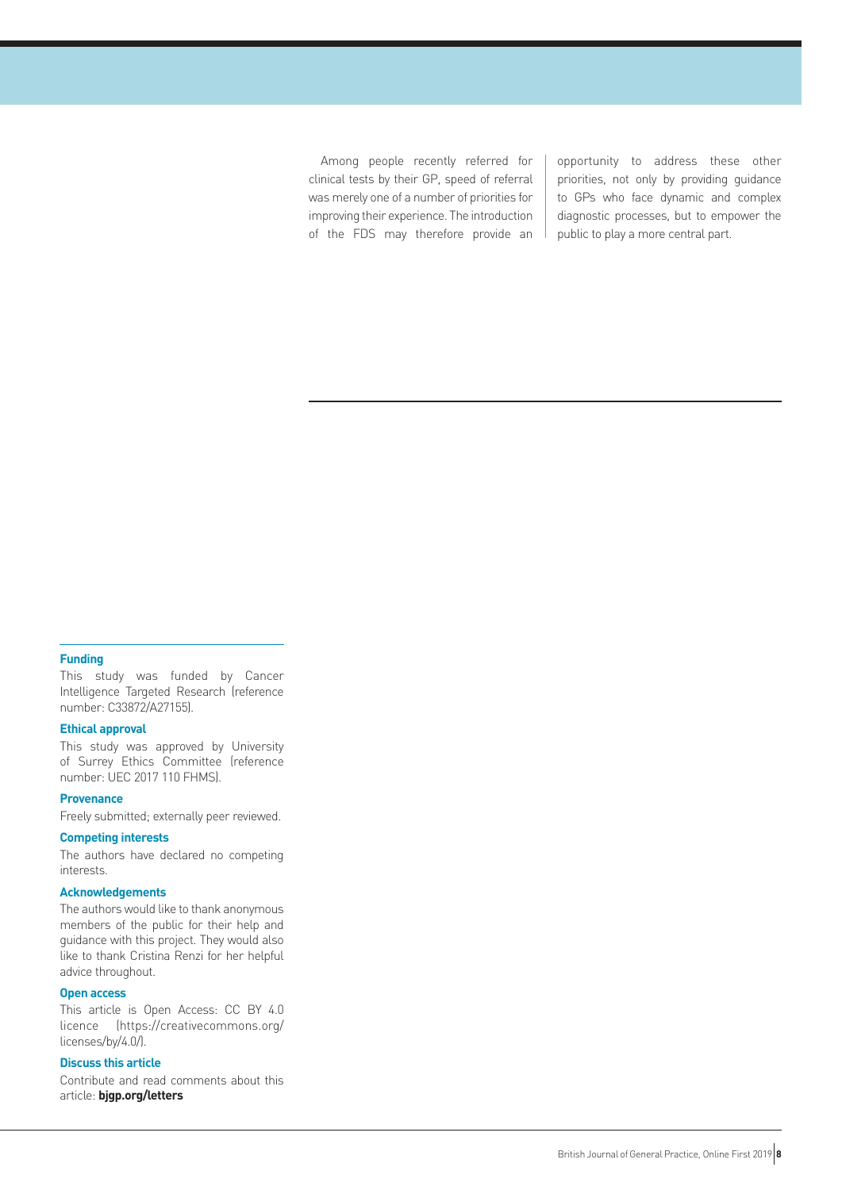Among people recently referred for clinical tests by their GP, speed of referral was merely one of a number of priorities for improving their experience. The introduction of the FDS may therefore provide an opportunity to address these other priorities, not only by providing guidance to GPs who face dynamic and complex diagnostic processes, but to empower the public to play a more central part.

### Funding

This study was funded by Cancer Intelligence Targeted Research (reference number: C33872/A27155).

### Ethical approval

This study was approved by University of Surrey Ethics Committee (reference number: UEC 2017 110 FHMS).

### Provenance

Freely submitted; externally peer reviewed.

### Competing interests

The authors have declared no competing interests.

### Acknowledgements

The authors would like to thank anonymous members of the public for their help and guidance with this project. They would also like to thank Cristina Renzi for her helpful advice throughout.

### Open access

This article is Open Access: CC BY 4.0 licence (https://creativecommons.org/licenses/by/4.0/).

### Discuss this article

Contribute and read comments about this article: **bjgp.org/letters**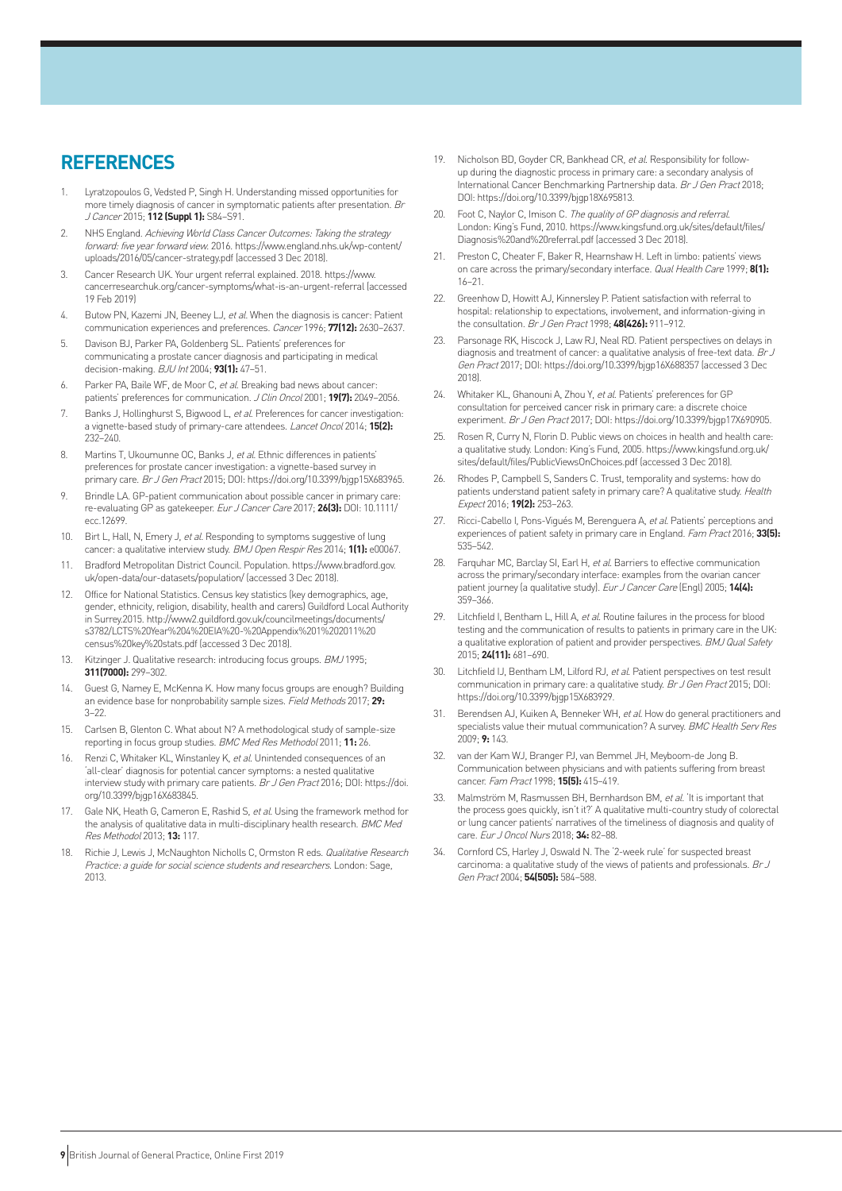## REFERENCES

1. Lyratzopoulos G, Vedsted P, Singh H. Understanding missed opportunities for more timely diagnosis of cancer in symptomatic patients after presentation. *Br J Cancer* 2015; **112 (Suppl 1):** S84–S91.
2. NHS England. *Achieving World Class Cancer Outcomes: Taking the strategy forward: five year forward view.* 2016. https://www.england.nhs.uk/wp-content/uploads/2016/05/cancer-strategy.pdf (accessed 3 Dec 2018).
3. Cancer Research UK. Your urgent referral explained. 2018. https://www.cancerresearchuk.org/cancer-symptoms/what-is-an-urgent-referral (accessed 19 Feb 2019)
4. Butow PN, Kazemi JN, Beeney LJ, *et al.* When the diagnosis is cancer: Patient communication experiences and preferences. *Cancer* 1996; **77(12):** 2630–2637.
5. Davison BJ, Parker PA, Goldenberg SL. Patients' preferences for communicating a prostate cancer diagnosis and participating in medical decision-making. *BJU Int* 2004; **93(1):** 47–51.
6. Parker PA, Baile WF, de Moor C, *et al.* Breaking bad news about cancer: patients' preferences for communication. *J Clin Oncol* 2001; **19(7):** 2049–2056.
7. Banks J, Hollinghurst S, Bigwood L, *et al.* Preferences for cancer investigation: a vignette-based study of primary-care attendees. *Lancet Oncol* 2014; **15(2):** 232–240.
8. Martins T, Ukoumunne OC, Banks J, *et al.* Ethnic differences in patients' preferences for prostate cancer investigation: a vignette-based survey in primary care. *Br J Gen Pract* 2015; DOI: https://doi.org/10.3399/bjgp15X683965.
9. Brindle LA. GP-patient communication about possible cancer in primary care: re-evaluating GP as gatekeeper. *Eur J Cancer Care* 2017; **26(3):** DOI: 10.1111/ecc.12699.
10. Birt L, Hall, N, Emery J, *et al.* Responding to symptoms suggestive of lung cancer: a qualitative interview study. *BMJ Open Respir Res* 2014; **1(1):** e00067.
11. Bradford Metropolitan District Council. Population. https://www.bradford.gov.uk/open-data/our-datasets/population/ (accessed 3 Dec 2018).
12. Office for National Statistics. Census key statistics (key demographics, age, gender, ethnicity, religion, disability, health and carers) Guildford Local Authority in Surrey.2015. http://www2.guildford.gov.uk/councilmeetings/documents/s3782/LCTS%20Year%204%20EIA%20-%20Appendix%201%202011%20census%20key%20stats.pdf (accessed 3 Dec 2018).
13. Kitzinger J. Qualitative research: introducing focus groups. *BMJ* 1995; **311(7000):** 299–302.
14. Guest G, Namey E, McKenna K. How many focus groups are enough? Building an evidence base for nonprobability sample sizes. *Field Methods* 2017; **29:** 3–22.
15. Carlsen B, Glenton C. What about N? A methodological study of sample-size reporting in focus group studies. *BMC Med Res Methodol* 2011; **11:** 26.
16. Renzi C, Whitaker KL, Winstanley K, *et al.* Unintended consequences of an 'all-clear' diagnosis for potential cancer symptoms: a nested qualitative interview study with primary care patients. *Br J Gen Pract* 2016; DOI: https://doi.org/10.3399/bjgp16X683845.
17. Gale NK, Heath G, Cameron E, Rashid S, *et al.* Using the framework method for the analysis of qualitative data in multi-disciplinary health research. *BMC Med Res Methodol* 2013; **13:** 117.
18. Richie J, Lewis J, McNaughton Nicholls C, Ormston R eds. *Qualitative Research Practice: a guide for social science students and researchers.* London: Sage, 2013.
19. Nicholson BD, Goyder CR, Bankhead CR, *et al.* Responsibility for follow-up during the diagnostic process in primary care: a secondary analysis of International Cancer Benchmarking Partnership data. *Br J Gen Pract* 2018; DOI: https://doi.org/10.3399/bjgp18X695813.
20. Foot C, Naylor C, Imison C. *The quality of GP diagnosis and referral.* London: King's Fund, 2010. https://www.kingsfund.org.uk/sites/default/files/Diagnosis%20and%20referral.pdf (accessed 3 Dec 2018).
21. Preston C, Cheater F, Baker R, Hearnshaw H. Left in limbo: patients' views on care across the primary/secondary interface. *Qual Health Care* 1999; **8(1):** 16–21.
22. Greenhow D, Howitt AJ, Kinnersley P. Patient satisfaction with referral to hospital: relationship to expectations, involvement, and information-giving in the consultation. *Br J Gen Pract* 1998; **48(426):** 911–912.
23. Parsonage RK, Hiscock J, Law RJ, Neal RD. Patient perspectives on delays in diagnosis and treatment of cancer: a qualitative analysis of free-text data. *Br J Gen Pract* 2017; DOI: https://doi.org/10.3399/bjgp16X688357 (accessed 3 Dec 2018).
24. Whitaker KL, Ghanouni A, Zhou Y, *et al.* Patients' preferences for GP consultation for perceived cancer risk in primary care: a discrete choice experiment. *Br J Gen Pract* 2017; DOI: https://doi.org/10.3399/bjgp17X690905.
25. Rosen R, Curry N, Florin D. Public views on choices in health and health care: a qualitative study. London: King's Fund, 2005. https://www.kingsfund.org.uk/sites/default/files/PublicViewsOnChoices.pdf (accessed 3 Dec 2018).
26. Rhodes P, Campbell S, Sanders C. Trust, temporality and systems: how do patients understand patient safety in primary care? A qualitative study. *Health Expect* 2016; **19(2):** 253–263.
27. Ricci-Cabello I, Pons-Vigués M, Berenguera A, *et al.* Patients' perceptions and experiences of patient safety in primary care in England. *Fam Pract* 2016; **33(5):** 535–542.
28. Farquhar MC, Barclay SI, Earl H, *et al.* Barriers to effective communication across the primary/secondary interface: examples from the ovarian cancer patient journey (a qualitative study). *Eur J Cancer Care* (Engl) 2005; **14(4):** 359–366.
29. Litchfield I, Bentham L, Hill A, *et al.* Routine failures in the process for blood testing and the communication of results to patients in primary care in the UK: a qualitative exploration of patient and provider perspectives. *BMJ Qual Safety* 2015; **24(11):** 681–690.
30. Litchfield IJ, Bentham LM, Lilford RJ, *et al.* Patient perspectives on test result communication in primary care: a qualitative study. *Br J Gen Pract* 2015; DOI: https://doi.org/10.3399/bjgp15X683929.
31. Berendsen AJ, Kuiken A, Benneker WH, *et al.* How do general practitioners and specialists value their mutual communication? A survey. *BMC Health Serv Res* 2009; **9:** 143.
32. van der Kam WJ, Branger PJ, van Bemmel JH, Meyboom-de Jong B. Communication between physicians and with patients suffering from breast cancer. *Fam Pract* 1998; **15(5):** 415–419.
33. Malmström M, Rasmussen BH, Bernhardson BM, *et al.* 'It is important that the process goes quickly, isn't it?' A qualitative multi-country study of colorectal or lung cancer patients' narratives of the timeliness of diagnosis and quality of care. *Eur J Oncol Nurs* 2018; **34:** 82–88.
34. Cornford CS, Harley J, Oswald N. The '2-week rule' for suspected breast carcinoma: a qualitative study of the views of patients and professionals. *Br J Gen Pract* 2004; **54(505):** 584–588.